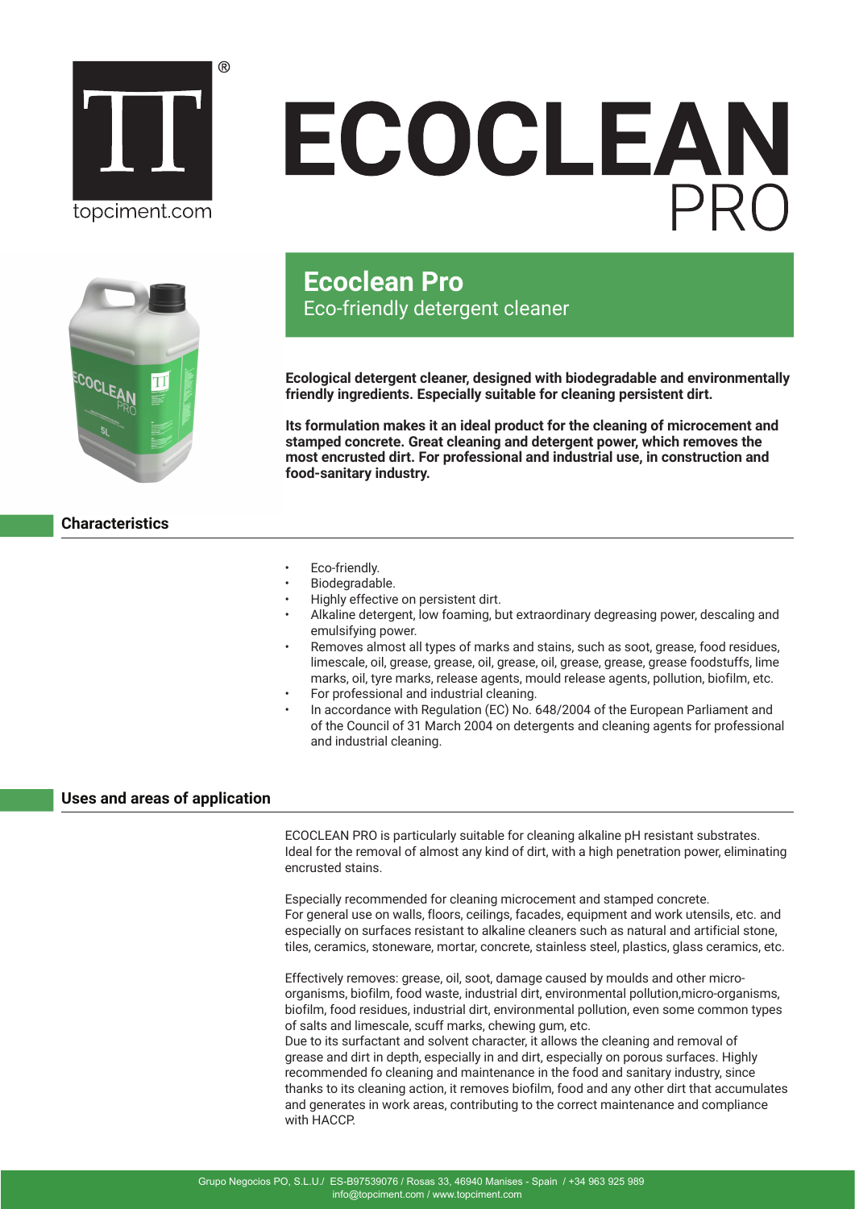# ECOCLEAN PRO

## Ecoclean Pro

Eco-friendly detergent cleaner

**Ecological detergent cleaner, designed with biodegradable and environmentally friendly ingredients. Especially suitable for cleaning persistent dirt.**

**Its formulation makes it an ideal product for the cleaning of microcement and stamped concrete. Great cleaning and detergent power, which removes the most encrusted dirt. For professional and industrial use, in construction and food-sanitary industry.**

## Characteristics

- Eco-friendly.
- Biodegradable.
- Highly effective on persistent dirt.
- Alkaline detergent, low foaming, but extraordinary degreasing power, descaling and emulsifying power.
- Removes almost all types of marks and stains, such as soot, grease, food residues, limescale, oil, grease, grease, oil, grease, oil, grease, grease, grease foodstuffs, lime marks, oil, tyre marks, release agents, mould release agents, pollution, biofilm, etc.
- For professional and industrial cleaning.
- In accordance with Regulation (EC) No. 648/2004 of the European Parliament and of the Council of 31 March 2004 on detergents and cleaning agents for professional and industrial cleaning.

## Uses and areas of application

ECOCLEAN PRO is particularly suitable for cleaning alkaline pH resistant substrates. Ideal for the removal of almost any kind of dirt, with a high penetration power, eliminating encrusted stains.

Especially recommended for cleaning microcement and stamped concrete.
For general use on walls, floors, ceilings, facades, equipment and work utensils, etc. and especially on surfaces resistant to alkaline cleaners such as natural and artificial stone, tiles, ceramics, stoneware, mortar, concrete, stainless steel, plastics, glass ceramics, etc.

Effectively removes: grease, oil, soot, damage caused by moulds and other micro-organisms, biofilm, food waste, industrial dirt, environmental pollution,micro-organisms, biofilm, food residues, industrial dirt, environmental pollution, even some common types of salts and limescale, scuff marks, chewing gum, etc.
Due to its surfactant and solvent character, it allows the cleaning and removal of grease and dirt in depth, especially in and dirt, especially on porous surfaces. Highly recommended fo cleaning and maintenance in the food and sanitary industry, since thanks to its cleaning action, it removes biofilm, food and any other dirt that accumulates and generates in work areas, contributing to the correct maintenance and compliance with HACCP.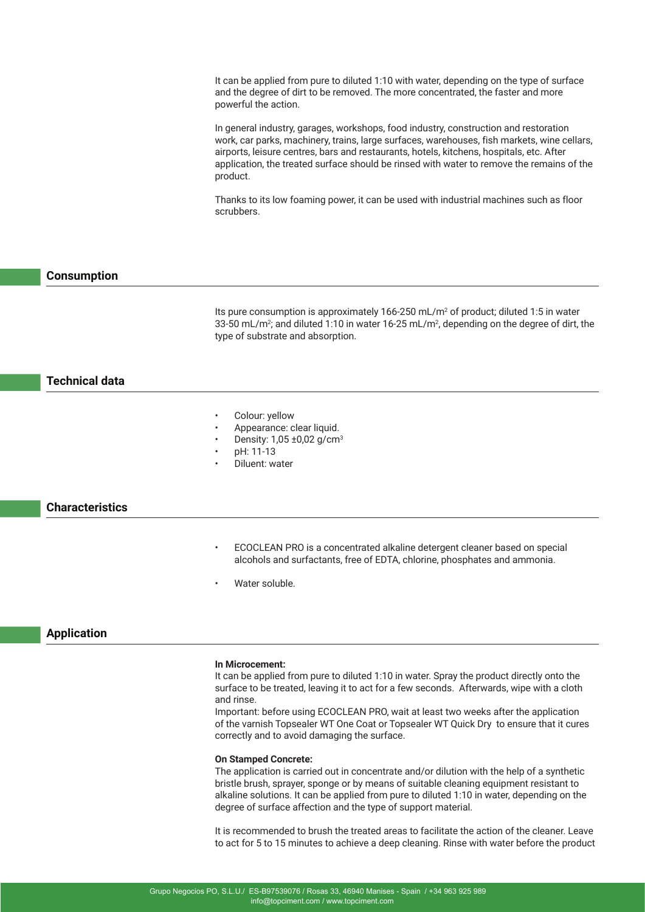It can be applied from pure to diluted 1:10 with water, depending on the type of surface and the degree of dirt to be removed. The more concentrated, the faster and more powerful the action.

In general industry, garages, workshops, food industry, construction and restoration work, car parks, machinery, trains, large surfaces, warehouses, fish markets, wine cellars, airports, leisure centres, bars and restaurants, hotels, kitchens, hospitals, etc. After application, the treated surface should be rinsed with water to remove the remains of the product.

Thanks to its low foaming power, it can be used with industrial machines such as floor scrubbers.

## Consumption

Its pure consumption is approximately 166-250 mL/m$^2$ of product; diluted 1:5 in water 33-50 mL/m$^2$; and diluted 1:10 in water 16-25 mL/m$^2$, depending on the degree of dirt, the type of substrate and absorption.

## Technical data

- Colour: yellow
- Appearance: clear liquid.
- Density: 1,05 ±0,02 g/cm$^3$
- pH: 11-13
- Diluent: water

## Characteristics

- ECOCLEAN PRO is a concentrated alkaline detergent cleaner based on special alcohols and surfactants, free of EDTA, chlorine, phosphates and ammonia.
- Water soluble.

## Application

**In Microcement:**
It can be applied from pure to diluted 1:10 in water. Spray the product directly onto the surface to be treated, leaving it to act for a few seconds. Afterwards, wipe with a cloth and rinse.
Important: before using ECOCLEAN PRO, wait at least two weeks after the application of the varnish Topsealer WT One Coat or Topsealer WT Quick Dry to ensure that it cures correctly and to avoid damaging the surface.

**On Stamped Concrete:**
The application is carried out in concentrate and/or dilution with the help of a synthetic bristle brush, sprayer, sponge or by means of suitable cleaning equipment resistant to alkaline solutions. It can be applied from pure to diluted 1:10 in water, depending on the degree of surface affection and the type of support material.

It is recommended to brush the treated areas to facilitate the action of the cleaner. Leave to act for 5 to 15 minutes to achieve a deep cleaning. Rinse with water before the product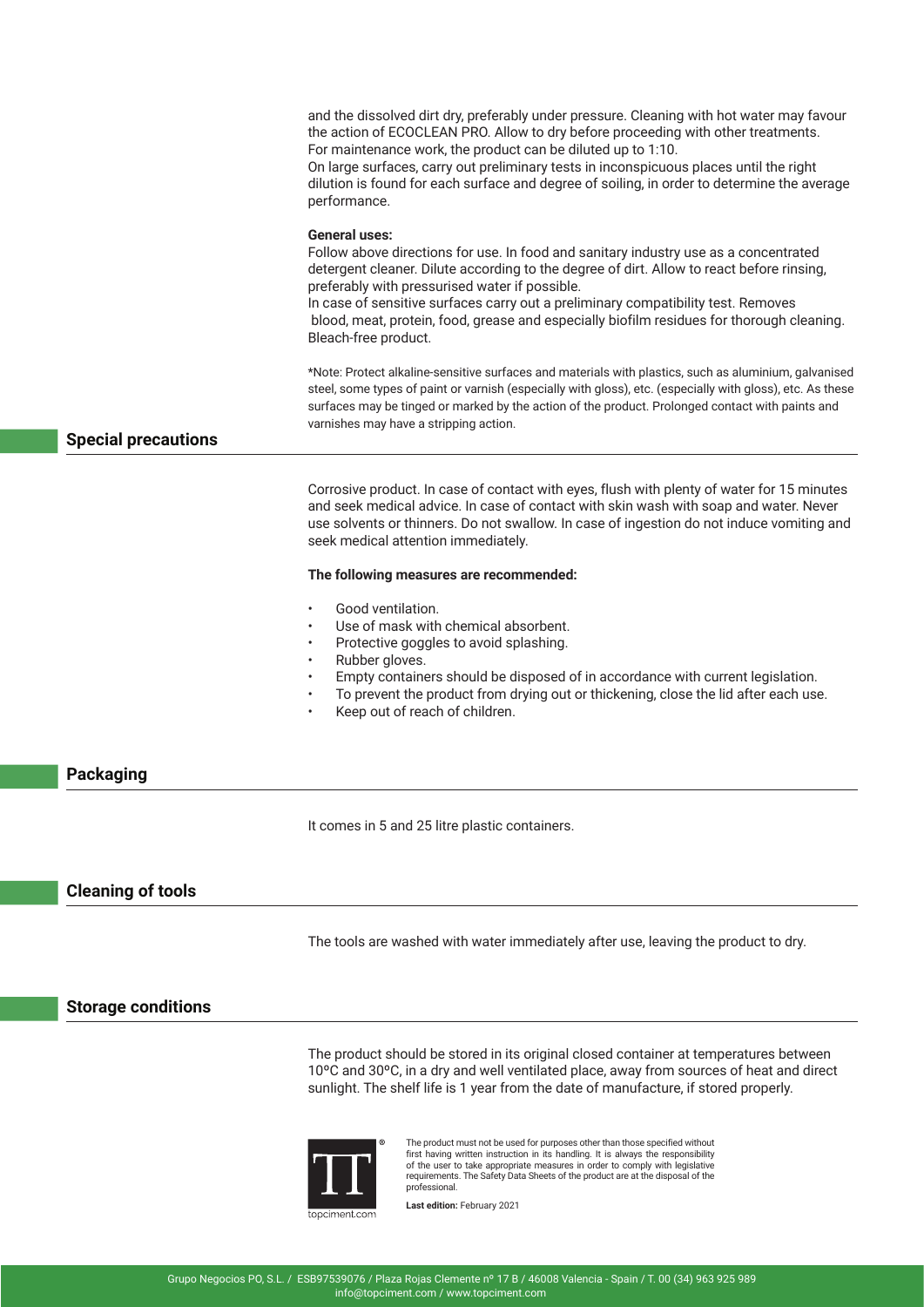and the dissolved dirt dry, preferably under pressure. Cleaning with hot water may favour the action of ECOCLEAN PRO. Allow to dry before proceeding with other treatments.
For maintenance work, the product can be diluted up to 1:10.
On large surfaces, carry out preliminary tests in inconspicuous places until the right dilution is found for each surface and degree of soiling, in order to determine the average performance.

**General uses:**
Follow above directions for use. In food and sanitary industry use as a concentrated detergent cleaner. Dilute according to the degree of dirt. Allow to react before rinsing, preferably with pressurised water if possible.
In case of sensitive surfaces carry out a preliminary compatibility test. Removes blood, meat, protein, food, grease and especially biofilm residues for thorough cleaning. Bleach-free product.

*Note: Protect alkaline-sensitive surfaces and materials with plastics, such as aluminium, galvanised steel, some types of paint or varnish (especially with gloss), etc. (especially with gloss), etc. As these surfaces may be tinged or marked by the action of the product. Prolonged contact with paints and varnishes may have a stripping action.

## Special precautions

Corrosive product. In case of contact with eyes, flush with plenty of water for 15 minutes and seek medical advice. In case of contact with skin wash with soap and water. Never use solvents or thinners. Do not swallow. In case of ingestion do not induce vomiting and seek medical attention immediately.

**The following measures are recommended:**

- Good ventilation.
- Use of mask with chemical absorbent.
- Protective goggles to avoid splashing.
- Rubber gloves.
- Empty containers should be disposed of in accordance with current legislation.
- To prevent the product from drying out or thickening, close the lid after each use.
- Keep out of reach of children.

## Packaging

It comes in 5 and 25 litre plastic containers.

## Cleaning of tools

The tools are washed with water immediately after use, leaving the product to dry.

## Storage conditions

The product should be stored in its original closed container at temperatures between 10ºC and 30ºC, in a dry and well ventilated place, away from sources of heat and direct sunlight. The shelf life is 1 year from the date of manufacture, if stored properly.

The product must not be used for purposes other than those specified without first having written instruction in its handling. It is always the responsibility of the user to take appropriate measures in order to comply with legislative requirements. The Safety Data Sheets of the product are at the disposal of the professional.

**Last edition:** February 2021

Grupo Negocios PO, S.L. / ESB97539076 / Plaza Rojas Clemente nº 17 B / 46008 Valencia - Spain / T. 00 (34) 963 925 989
info@topciment.com / www.topciment.com